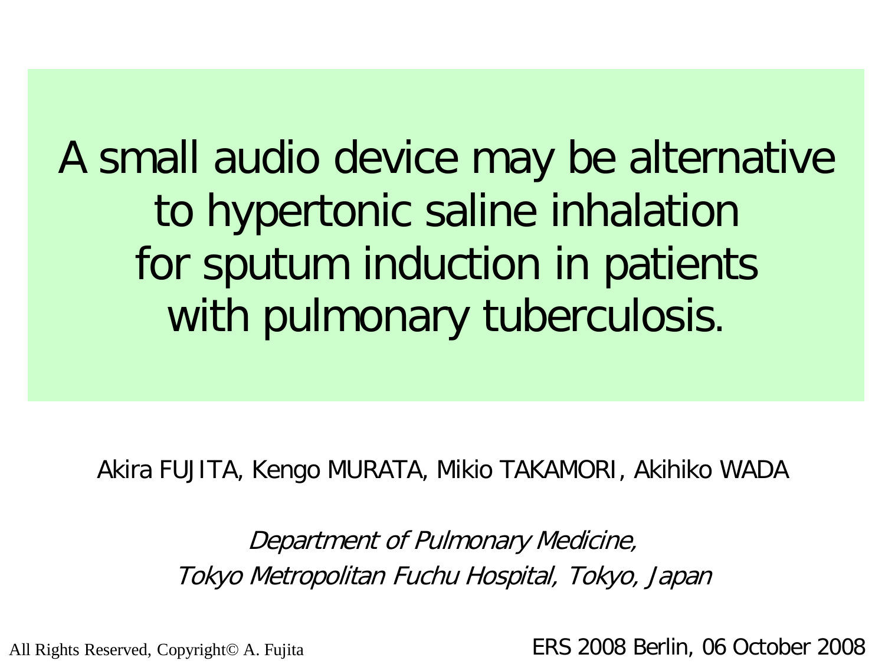# A small audio device may be alternative to hypertonic saline inhalation for sputum induction in patients with pulmonary tuberculosis.

Akira FUJITA, Kengo MURATA, Mikio TAKAMORI, Akihiko WADA

*Department of Pulmonary Medicine,*
*Tokyo Metropolitan Fuchu Hospital, Tokyo, Japan*

All Rights Reserved, Copyright© A. Fujita

ERS 2008 Berlin, 06 October 2008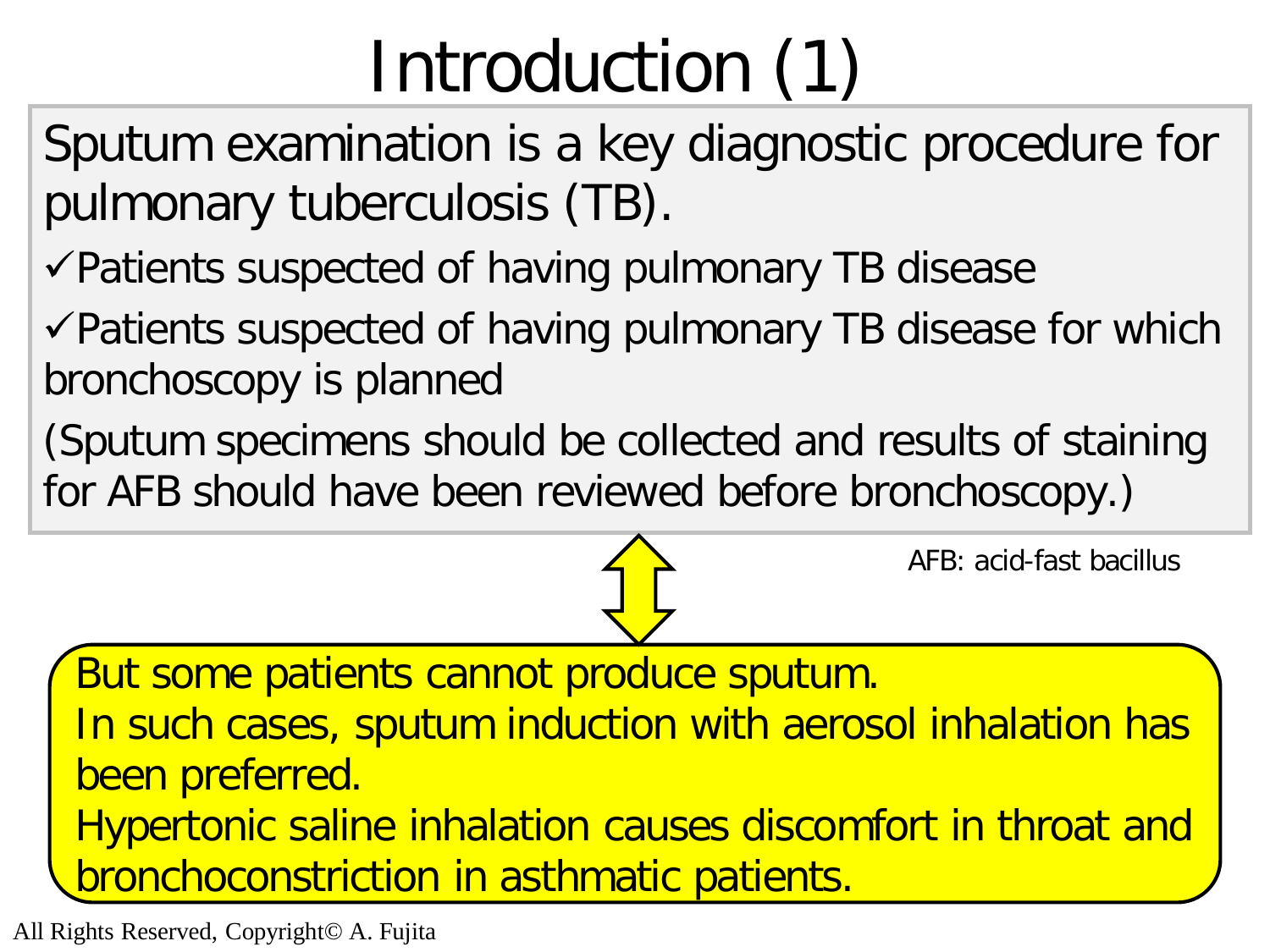# Introduction (1)

Sputum examination is a key diagnostic procedure for pulmonary tuberculosis (TB).

- ✓Patients suspected of having pulmonary TB disease
- ✓Patients suspected of having pulmonary TB disease for which bronchoscopy is planned

(Sputum specimens should be collected and results of staining for AFB should have been reviewed before bronchoscopy.)

AFB: acid-fast bacillus

But some patients cannot produce sputum.
In such cases, sputum induction with aerosol inhalation has been preferred.
Hypertonic saline inhalation causes discomfort in throat and bronchoconstriction in asthmatic patients.

All Rights Reserved, Copyright© A. Fujita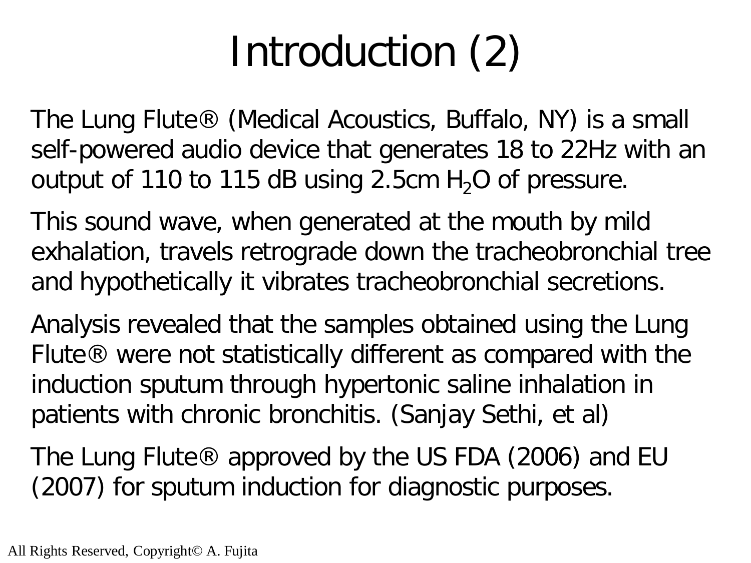# Introduction (2)

The Lung Flute® (Medical Acoustics, Buffalo, NY) is a small self-powered audio device that generates 18 to 22Hz with an output of 110 to 115 dB using 2.5cm $H_2O$ of pressure.

This sound wave, when generated at the mouth by mild exhalation, travels retrograde down the tracheobronchial tree and hypothetically it vibrates tracheobronchial secretions.

Analysis revealed that the samples obtained using the Lung Flute® were not statistically different as compared with the induction sputum through hypertonic saline inhalation in patients with chronic bronchitis. (Sanjay Sethi, et al)

The Lung Flute® approved by the US FDA (2006) and EU (2007) for sputum induction for diagnostic purposes.

All Rights Reserved, Copyright© A. Fujita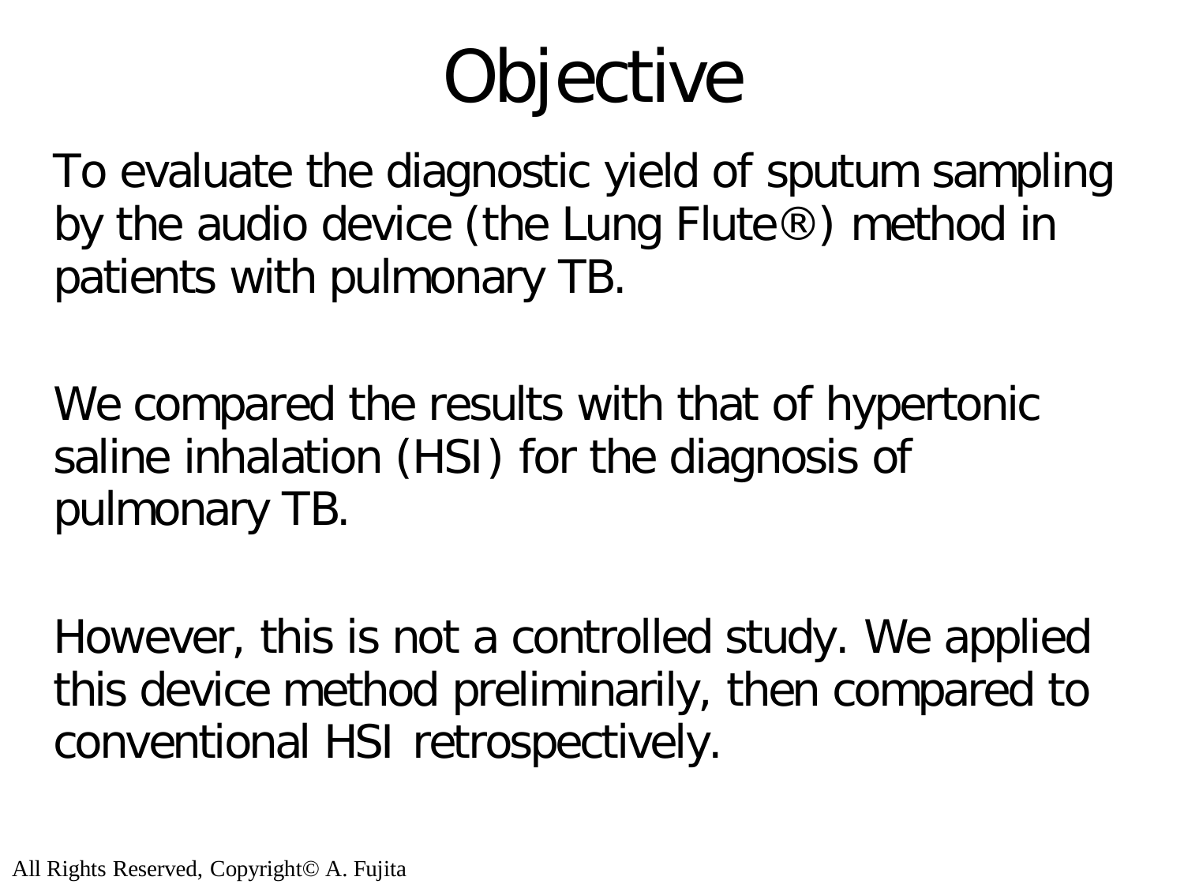# Objective

To evaluate the diagnostic yield of sputum sampling by the audio device (the Lung Flute®) method in patients with pulmonary TB.

We compared the results with that of hypertonic saline inhalation (HSI) for the diagnosis of pulmonary TB.

However, this is not a controlled study. We applied this device method preliminarily, then compared to conventional HSI retrospectively.

All Rights Reserved, Copyright© A. Fujita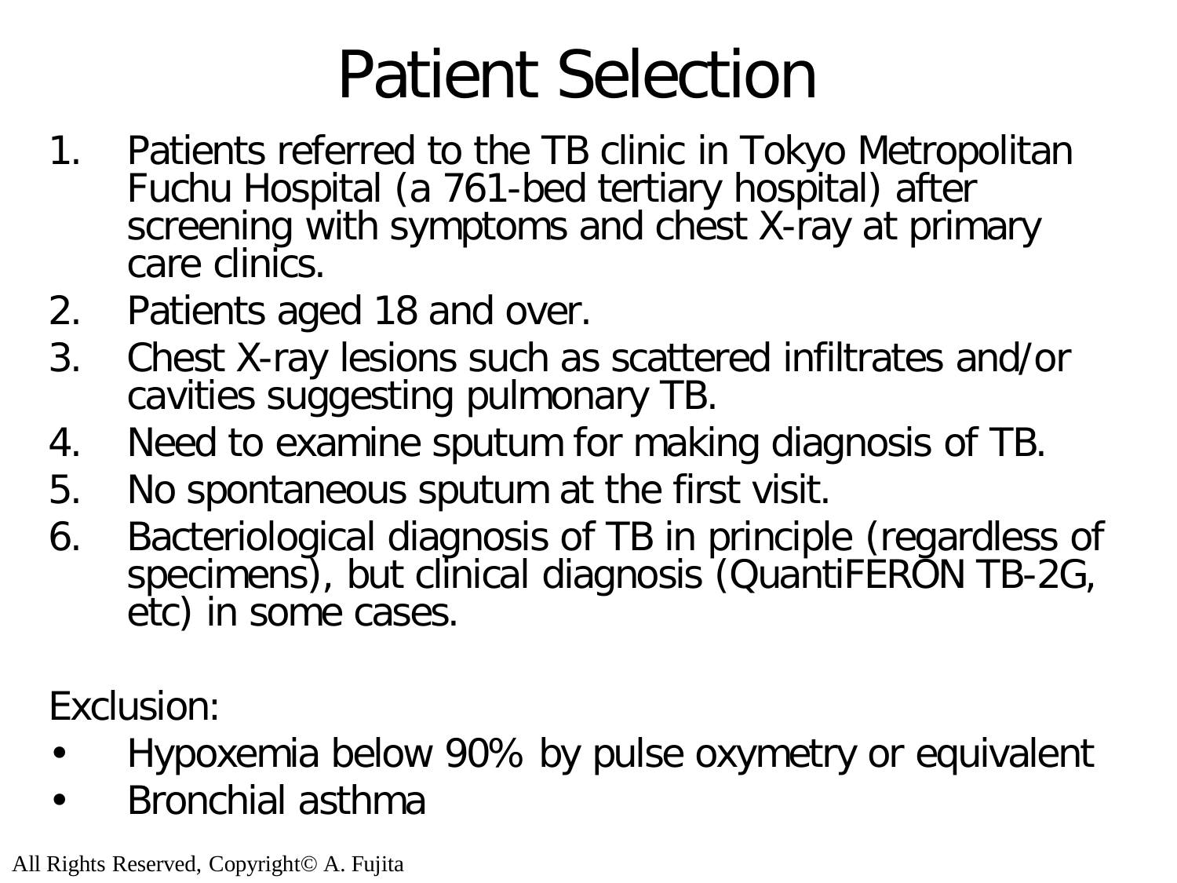# Patient Selection

1. Patients referred to the TB clinic in Tokyo Metropolitan Fuchu Hospital (a 761-bed tertiary hospital) after screening with symptoms and chest X-ray at primary care clinics.
2. Patients aged 18 and over.
3. Chest X-ray lesions such as scattered infiltrates and/or cavities suggesting pulmonary TB.
4. Need to examine sputum for making diagnosis of TB.
5. No spontaneous sputum at the first visit.
6. Bacteriological diagnosis of TB in principle (regardless of specimens), but clinical diagnosis (QuantiFERON TB-2G, etc) in some cases.

Exclusion:

- Hypoxemia below 90% by pulse oxymetry or equivalent
- Bronchial asthma

All Rights Reserved, Copyright© A. Fujita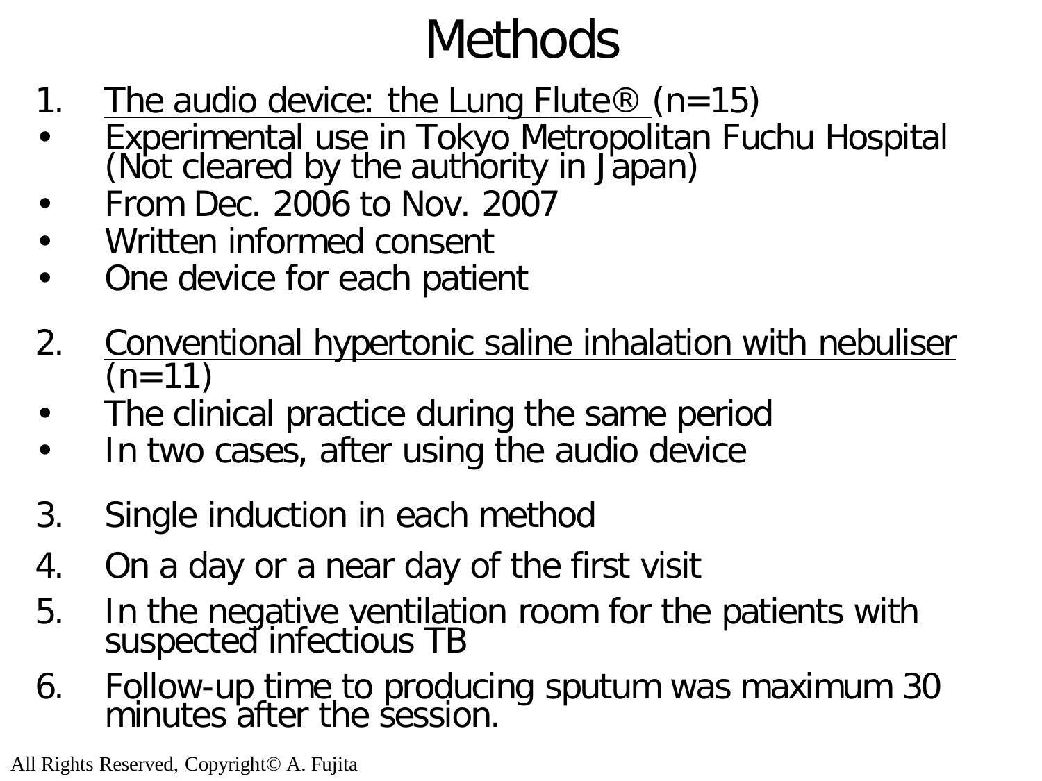# Methods

1. <u>The audio device: the Lung Flute®</u> (n=15)
   - Experimental use in Tokyo Metropolitan Fuchu Hospital (Not cleared by the authority in Japan)
   - From Dec. 2006 to Nov. 2007
   - Written informed consent
   - One device for each patient
2. <u>Conventional hypertonic saline inhalation with nebuliser</u> (n=11)
   - The clinical practice during the same period
   - In two cases, after using the audio device
3. Single induction in each method
4. On a day or a near day of the first visit
5. In the negative ventilation room for the patients with suspected infectious TB
6. Follow-up time to producing sputum was maximum 30 minutes after the session.

All Rights Reserved, Copyright© A. Fujita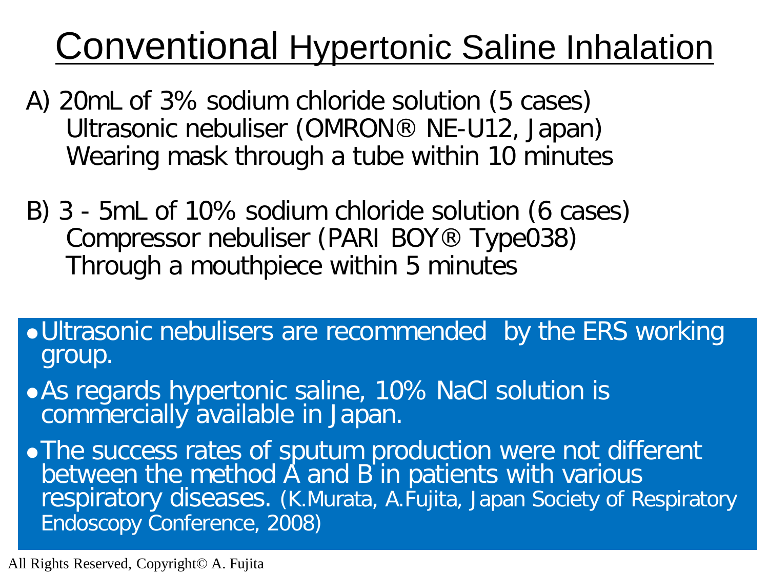# Conventional Hypertonic Saline Inhalation

A) 20mL of 3% sodium chloride solution (5 cases)
Ultrasonic nebuliser (OMRON® NE-U12, Japan)
Wearing mask through a tube within 10 minutes

B) 3 - 5mL of 10% sodium chloride solution (6 cases)
Compressor nebuliser (PARI BOY® Type038)
Through a mouthpiece within 5 minutes

- Ultrasonic nebulisers are recommended by the ERS working group.
- As regards hypertonic saline, 10% NaCl solution is commercially available in Japan.
- The success rates of sputum production were not different between the method A and B in patients with various respiratory diseases. (K.Murata, A.Fujita, Japan Society of Respiratory Endoscopy Conference, 2008)

All Rights Reserved, Copyright© A. Fujita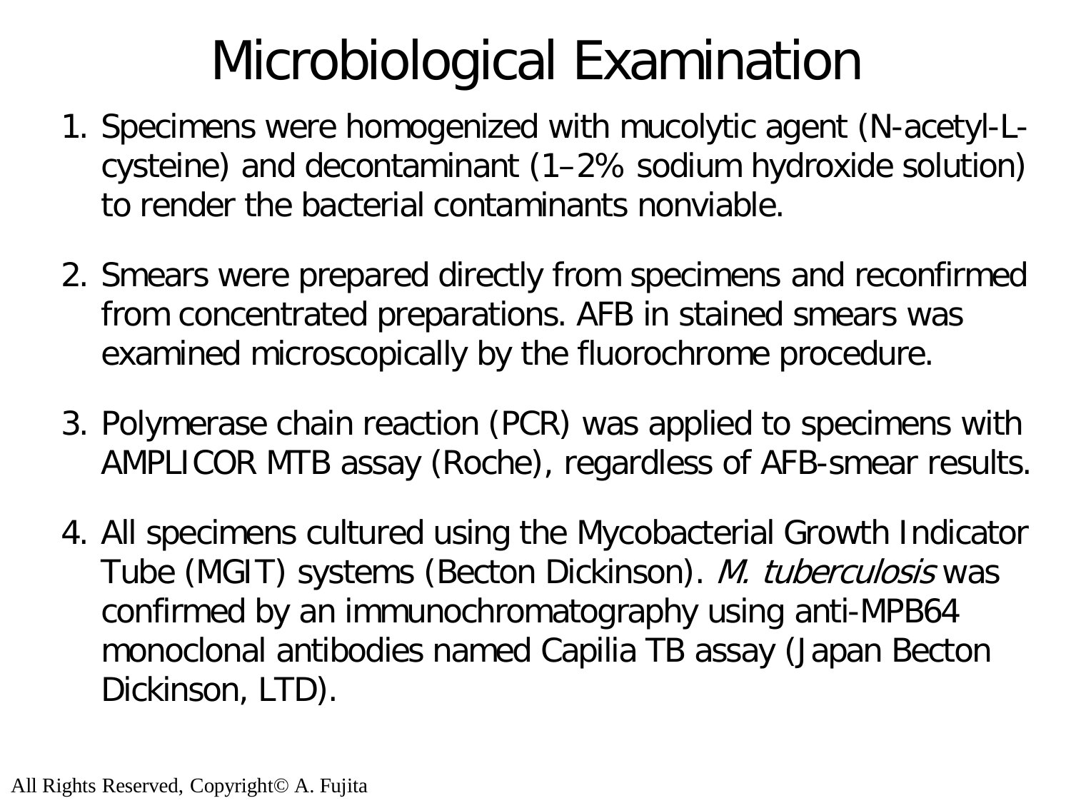# Microbiological Examination

1. Specimens were homogenized with mucolytic agent (N-acetyl-L-cysteine) and decontaminant (1–2% sodium hydroxide solution) to render the bacterial contaminants nonviable.

2. Smears were prepared directly from specimens and reconfirmed from concentrated preparations. AFB in stained smears was examined microscopically by the fluorochrome procedure.

3. Polymerase chain reaction (PCR) was applied to specimens with AMPLICOR MTB assay (Roche), regardless of AFB-smear results.

4. All specimens cultured using the Mycobacterial Growth Indicator Tube (MGIT) systems (Becton Dickinson). *M. tuberculosis* was confirmed by an immunochromatography using anti-MPB64 monoclonal antibodies named Capilia TB assay (Japan Becton Dickinson, LTD).

All Rights Reserved, Copyright© A. Fujita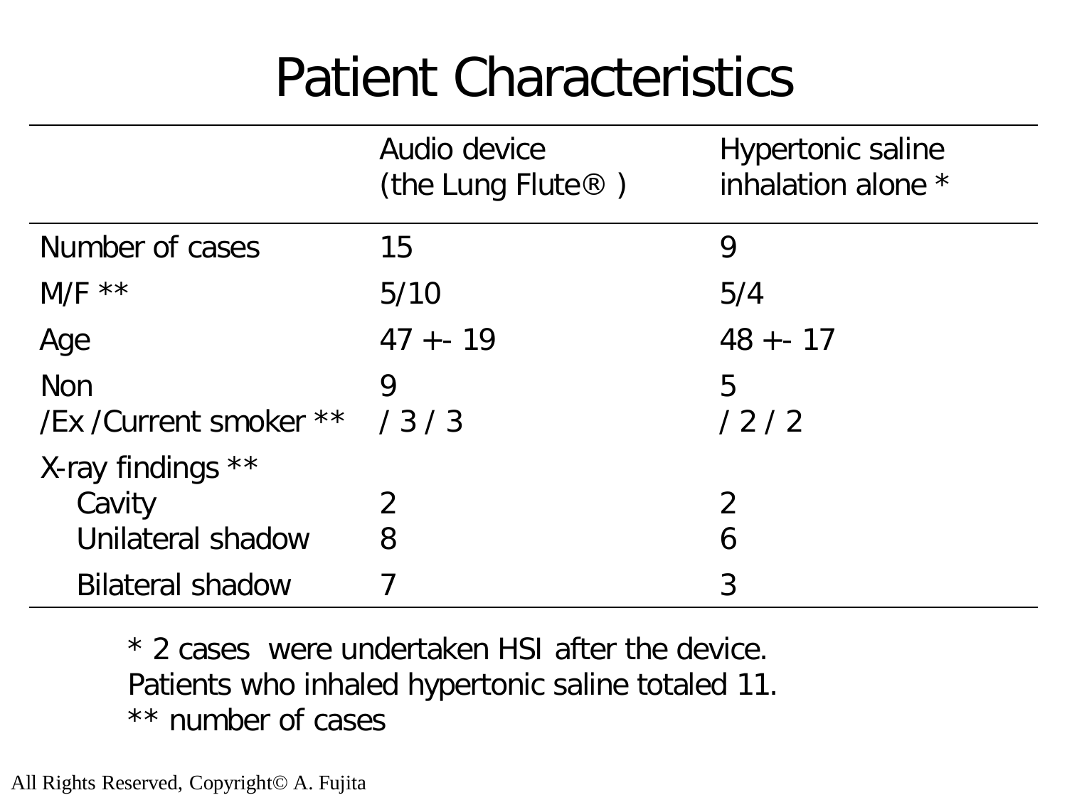# Patient Characteristics

| | Audio device (the Lung Flute® ) | Hypertonic saline inhalation alone * |
|---|---|---|
| Number of cases | 15 | 9 |
| M/F ** | 5/10 | 5/4 |
| Age | 47 +- 19 | 48 +- 17 |
| Non /Ex /Current smoker ** | 9 / 3 / 3 | 5 / 2 / 2 |
| X-ray findings ** | | |
| Cavity | 2 | 2 |
| Unilateral shadow | 8 | 6 |
| Bilateral shadow | 7 | 3 |

* 2 cases were undertaken HSI after the device.
Patients who inhaled hypertonic saline totaled 11.
** number of cases

All Rights Reserved, Copyright© A. Fujita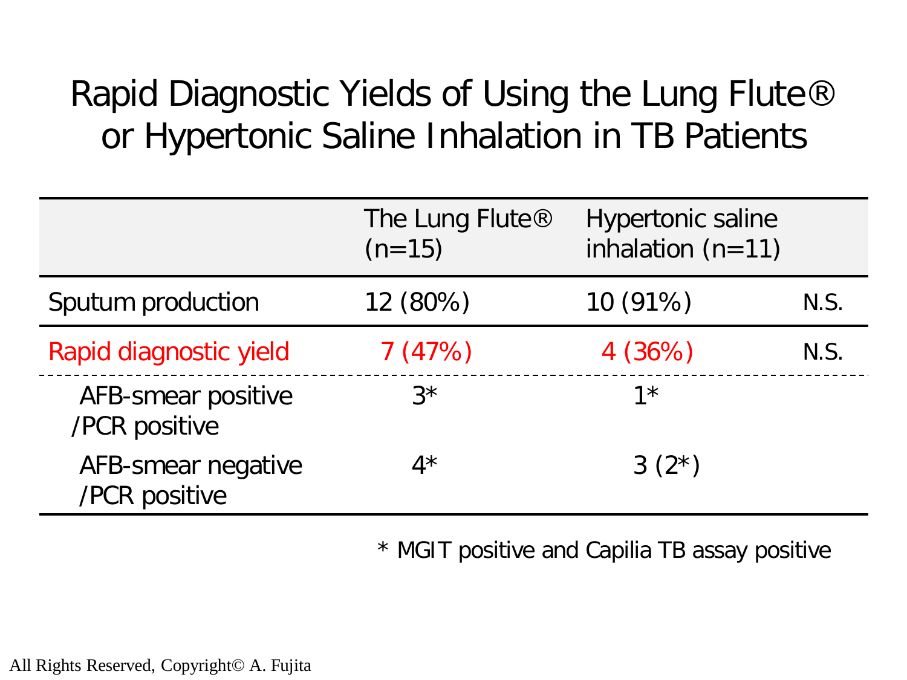# Rapid Diagnostic Yields of Using the Lung Flute® or Hypertonic Saline Inhalation in TB Patients

| | The Lung Flute® (n=15) | Hypertonic saline inhalation (n=11) | |
|---|---|---|---|
| Sputum production | 12 (80%) | 10 (91%) | N.S. |
| Rapid diagnostic yield | 7 (47%) | 4 (36%) | N.S. |
| AFB-smear positive /PCR positive | 3* | 1* | |
| AFB-smear negative /PCR positive | 4* | 3 (2*) | |

\* MGIT positive and Capilia TB assay positive

All Rights Reserved, Copyright© A. Fujita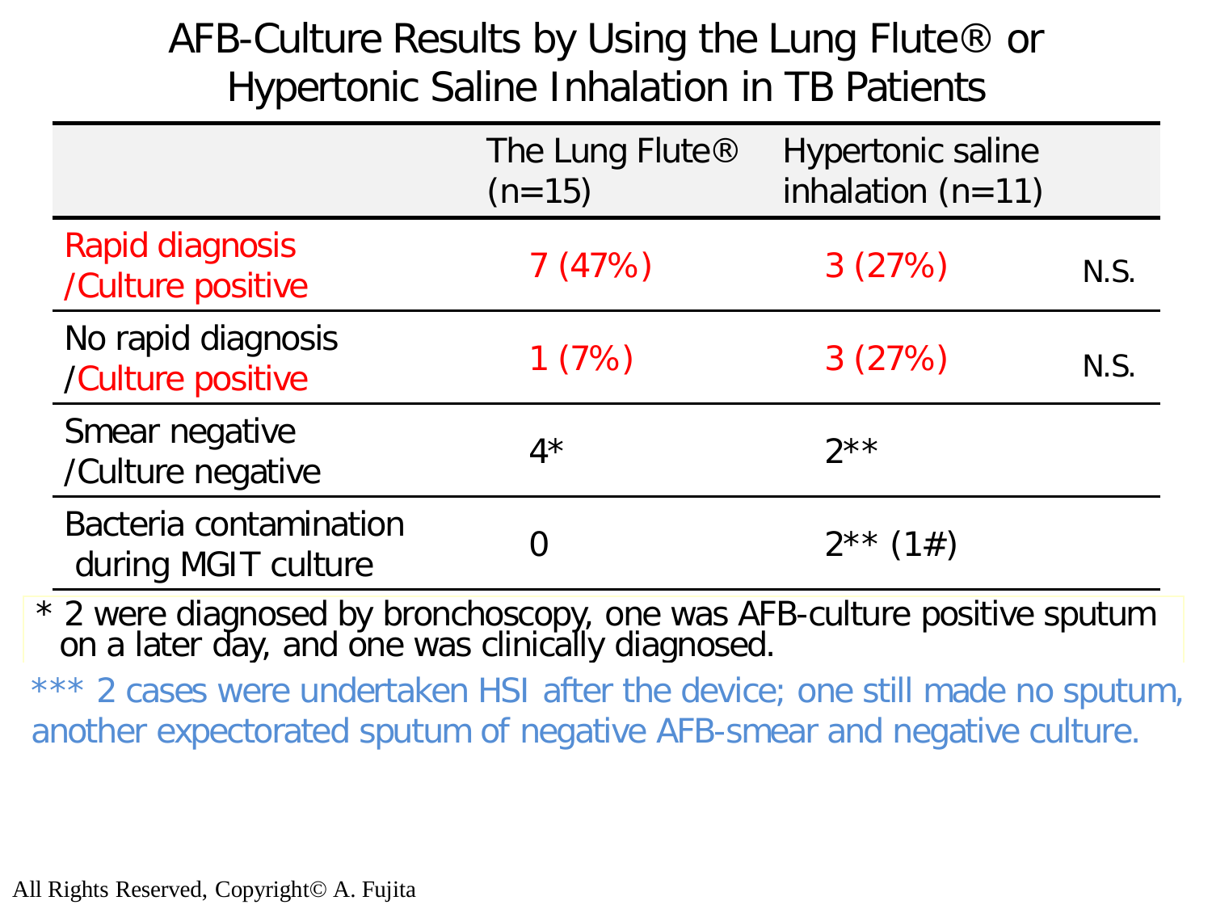# AFB-Culture Results by Using the Lung Flute® or Hypertonic Saline Inhalation in TB Patients

| | The Lung Flute® (n=15) | Hypertonic saline inhalation (n=11) | |
|---|---|---|---|
| Rapid diagnosis /Culture positive | 7 (47%) | 3 (27%) | N.S. |
| No rapid diagnosis /Culture positive | 1 (7%) | 3 (27%) | N.S. |
| Smear negative /Culture negative | 4* | 2** | |
| Bacteria contamination during MGIT culture | 0 | 2** (1#) | |

* 2 were diagnosed by bronchoscopy, one was AFB-culture positive sputum on a later day, and one was clinically diagnosed.

*** 2 cases were undertaken HSI after the device; one still made no sputum, another expectorated sputum of negative AFB-smear and negative culture.

All Rights Reserved, Copyright© A. Fujita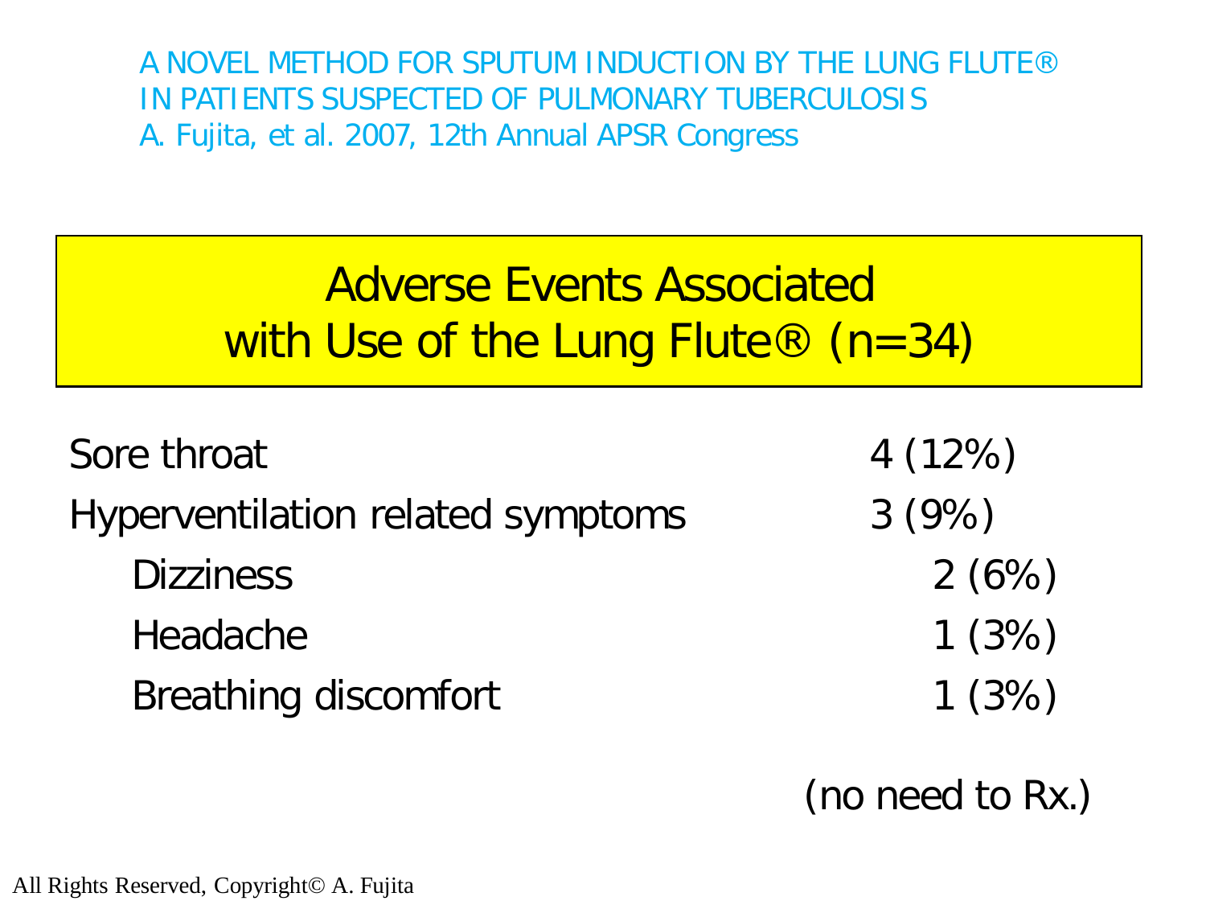A NOVEL METHOD FOR SPUTUM INDUCTION BY THE LUNG FLUTE®
IN PATIENTS SUSPECTED OF PULMONARY TUBERCULOSIS
A. Fujita, et al. 2007, 12th Annual APSR Congress

## Adverse Events Associated with Use of the Lung Flute® (n=34)

| | |
|---|---|
| Sore throat | 4 (12%) |
| Hyperventilation related symptoms | 3 (9%) |
| Dizziness | 2 (6%) |
| Headache | 1 (3%) |
| Breathing discomfort | 1 (3%) |

(no need to Rx.)

All Rights Reserved, Copyright© A. Fujita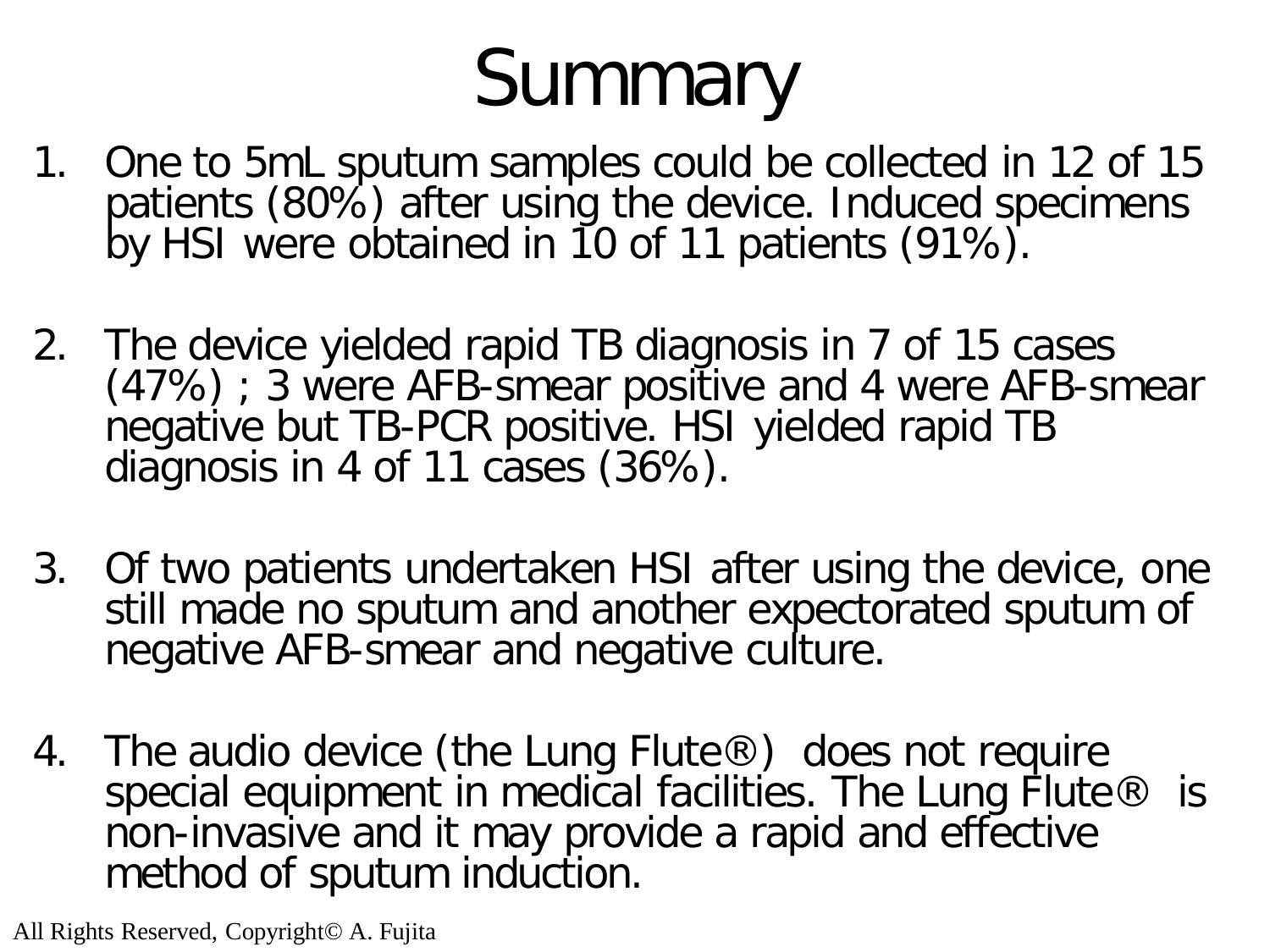# Summary

1. One to 5mL sputum samples could be collected in 12 of 15 patients (80%) after using the device. Induced specimens by HSI were obtained in 10 of 11 patients (91%).

2. The device yielded rapid TB diagnosis in 7 of 15 cases (47%) ; 3 were AFB-smear positive and 4 were AFB-smear negative but TB-PCR positive. HSI yielded rapid TB diagnosis in 4 of 11 cases (36%).

3. Of two patients undertaken HSI after using the device, one still made no sputum and another expectorated sputum of negative AFB-smear and negative culture.

4. The audio device (the Lung Flute®) does not require special equipment in medical facilities. The Lung Flute® is non-invasive and it may provide a rapid and effective method of sputum induction.

All Rights Reserved, Copyright© A. Fujita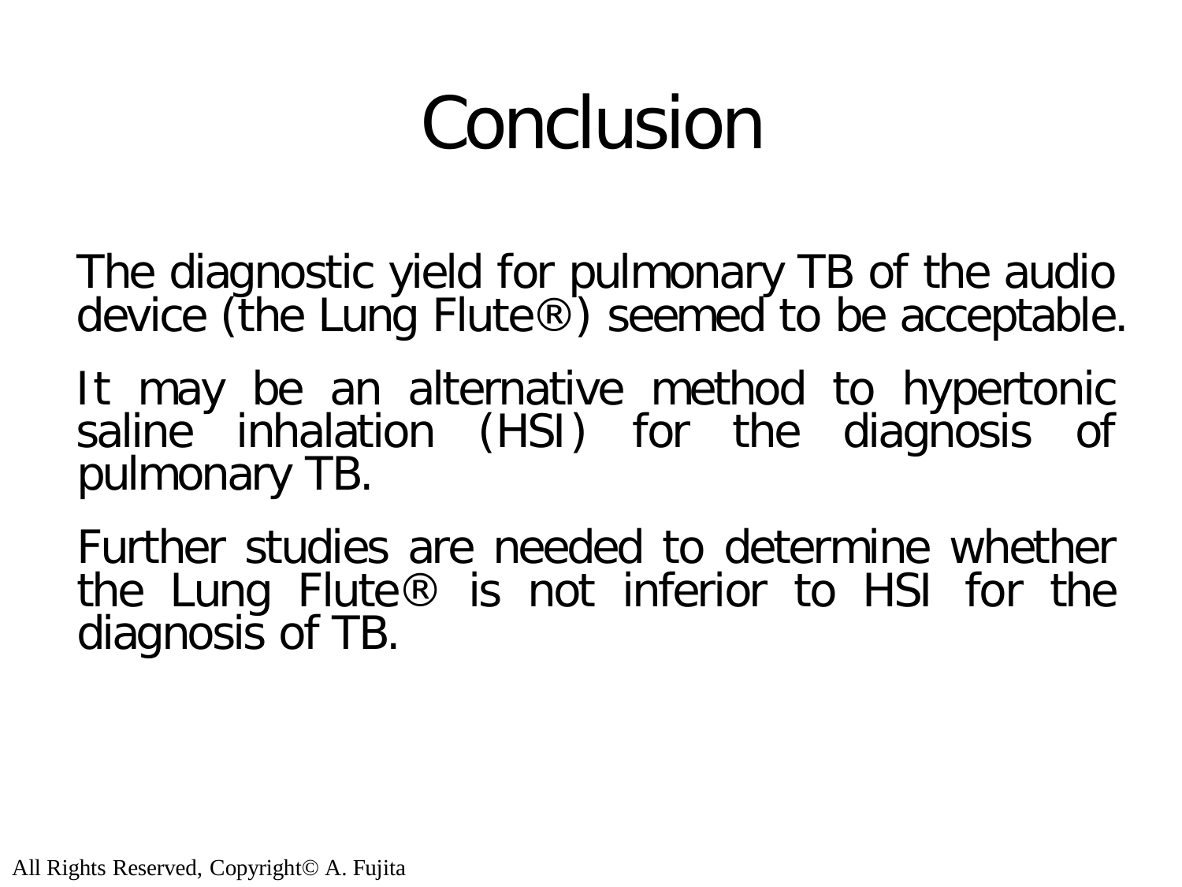# Conclusion

The diagnostic yield for pulmonary TB of the audio device (the Lung Flute®) seemed to be acceptable.

It may be an alternative method to hypertonic saline inhalation (HSI) for the diagnosis of pulmonary TB.

Further studies are needed to determine whether the Lung Flute® is not inferior to HSI for the diagnosis of TB.

All Rights Reserved, Copyright© A. Fujita